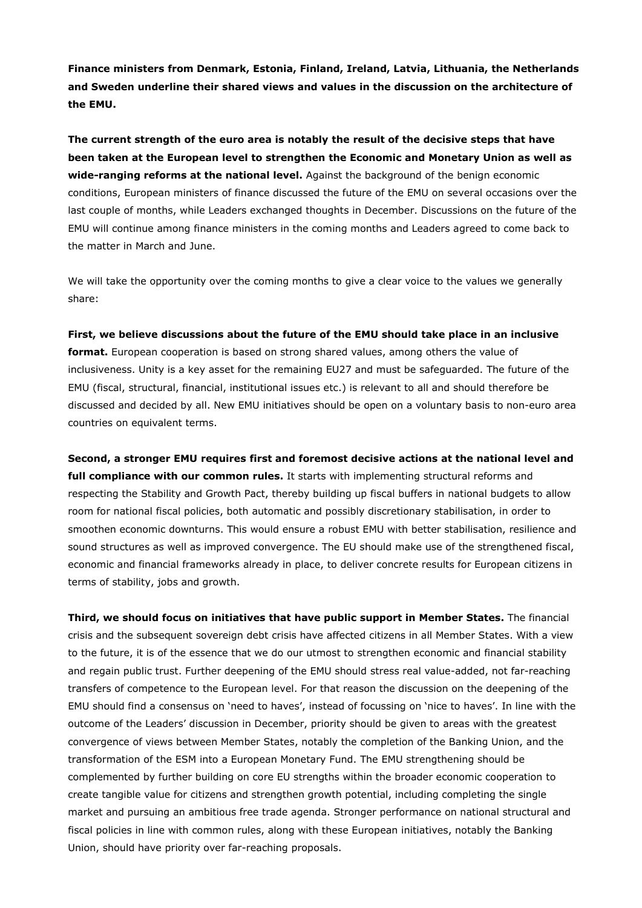**Finance ministers from Denmark, Estonia, Finland, Ireland, Latvia, Lithuania, the Netherlands and Sweden underline their shared views and values in the discussion on the architecture of the EMU.**

**The current strength of the euro area is notably the result of the decisive steps that have been taken at the European level to strengthen the Economic and Monetary Union as well as wide-ranging reforms at the national level.** Against the background of the benign economic conditions, European ministers of finance discussed the future of the EMU on several occasions over the last couple of months, while Leaders exchanged thoughts in December. Discussions on the future of the EMU will continue among finance ministers in the coming months and Leaders agreed to come back to the matter in March and June.

We will take the opportunity over the coming months to give a clear voice to the values we generally share:

**First, we believe discussions about the future of the EMU should take place in an inclusive format.** European cooperation is based on strong shared values, among others the value of inclusiveness. Unity is a key asset for the remaining EU27 and must be safeguarded. The future of the EMU (fiscal, structural, financial, institutional issues etc.) is relevant to all and should therefore be discussed and decided by all. New EMU initiatives should be open on a voluntary basis to non-euro area countries on equivalent terms.

**Second, a stronger EMU requires first and foremost decisive actions at the national level and full compliance with our common rules.** It starts with implementing structural reforms and respecting the Stability and Growth Pact, thereby building up fiscal buffers in national budgets to allow room for national fiscal policies, both automatic and possibly discretionary stabilisation, in order to smoothen economic downturns. This would ensure a robust EMU with better stabilisation, resilience and sound structures as well as improved convergence. The EU should make use of the strengthened fiscal, economic and financial frameworks already in place, to deliver concrete results for European citizens in terms of stability, jobs and growth.

**Third, we should focus on initiatives that have public support in Member States.** The financial crisis and the subsequent sovereign debt crisis have affected citizens in all Member States. With a view to the future, it is of the essence that we do our utmost to strengthen economic and financial stability and regain public trust. Further deepening of the EMU should stress real value-added, not far-reaching transfers of competence to the European level. For that reason the discussion on the deepening of the EMU should find a consensus on 'need to haves', instead of focussing on 'nice to haves'. In line with the outcome of the Leaders' discussion in December, priority should be given to areas with the greatest convergence of views between Member States, notably the completion of the Banking Union, and the transformation of the ESM into a European Monetary Fund. The EMU strengthening should be complemented by further building on core EU strengths within the broader economic cooperation to create tangible value for citizens and strengthen growth potential, including completing the single market and pursuing an ambitious free trade agenda. Stronger performance on national structural and fiscal policies in line with common rules, along with these European initiatives, notably the Banking Union, should have priority over far-reaching proposals.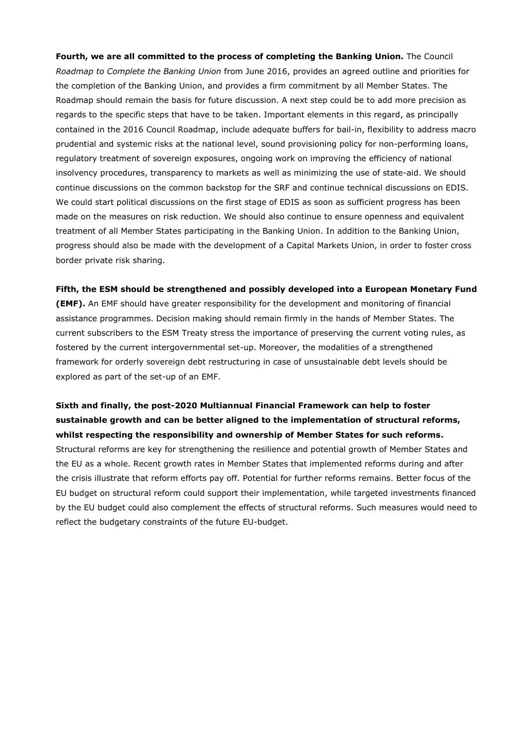**Fourth, we are all committed to the process of completing the Banking Union.** The Council *Roadmap to Complete the Banking Union* from June 2016, provides an agreed outline and priorities for the completion of the Banking Union, and provides a firm commitment by all Member States. The Roadmap should remain the basis for future discussion. A next step could be to add more precision as regards to the specific steps that have to be taken. Important elements in this regard, as principally contained in the 2016 Council Roadmap, include adequate buffers for bail-in, flexibility to address macro prudential and systemic risks at the national level, sound provisioning policy for non-performing loans, regulatory treatment of sovereign exposures, ongoing work on improving the efficiency of national insolvency procedures, transparency to markets as well as minimizing the use of state-aid. We should continue discussions on the common backstop for the SRF and continue technical discussions on EDIS. We could start political discussions on the first stage of EDIS as soon as sufficient progress has been made on the measures on risk reduction. We should also continue to ensure openness and equivalent treatment of all Member States participating in the Banking Union. In addition to the Banking Union, progress should also be made with the development of a Capital Markets Union, in order to foster cross border private risk sharing.

**Fifth, the ESM should be strengthened and possibly developed into a European Monetary Fund (EMF).** An EMF should have greater responsibility for the development and monitoring of financial assistance programmes. Decision making should remain firmly in the hands of Member States. The current subscribers to the ESM Treaty stress the importance of preserving the current voting rules, as fostered by the current intergovernmental set-up. Moreover, the modalities of a strengthened framework for orderly sovereign debt restructuring in case of unsustainable debt levels should be explored as part of the set-up of an EMF.

**Sixth and finally, the post-2020 Multiannual Financial Framework can help to foster sustainable growth and can be better aligned to the implementation of structural reforms, whilst respecting the responsibility and ownership of Member States for such reforms.** Structural reforms are key for strengthening the resilience and potential growth of Member States and the EU as a whole. Recent growth rates in Member States that implemented reforms during and after the crisis illustrate that reform efforts pay off. Potential for further reforms remains. Better focus of the EU budget on structural reform could support their implementation, while targeted investments financed by the EU budget could also complement the effects of structural reforms. Such measures would need to reflect the budgetary constraints of the future EU-budget.